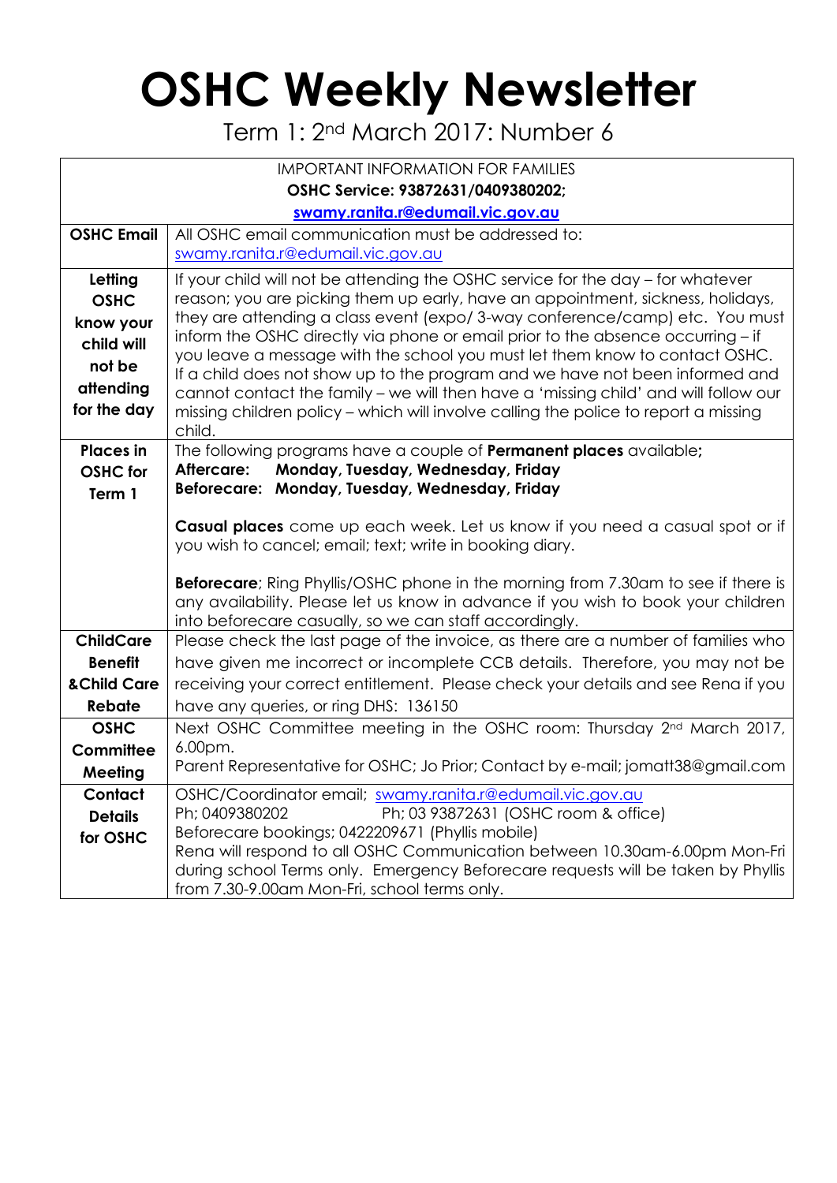# OSHC Weekly Newsletter

Term 1: 2nd March 2017: Number 6

| IMPORTANT INFORMATION FOR FAMILIES<br>**OSHC Service: 93872631/0409380202;**<br>**swamy.ranita.r@edumail.vic.gov.au** | |
|---|---|
| **OSHC Email** | All OSHC email communication must be addressed to: swamy.ranita.r@edumail.vic.gov.au |
| **Letting OSHC know your child will not be attending for the day** | If your child will not be attending the OSHC service for the day – for whatever reason; you are picking them up early, have an appointment, sickness, holidays, they are attending a class event (expo/ 3-way conference/camp) etc. You must inform the OSHC directly via phone or email prior to the absence occurring – if you leave a message with the school you must let them know to contact OSHC. If a child does not show up to the program and we have not been informed and cannot contact the family – we will then have a 'missing child' and will follow our missing children policy – which will involve calling the police to report a missing child. |
| **Places in OSHC for Term 1** | The following programs have a couple of **Permanent places** available**;**<br>**Aftercare: Monday, Tuesday, Wednesday, Friday**<br>**Beforecare: Monday, Tuesday, Wednesday, Friday**<br><br>**Casual places** come up each week. Let us know if you need a casual spot or if you wish to cancel; email; text; write in booking diary.<br><br>**Beforecare**; Ring Phyllis/OSHC phone in the morning from 7.30am to see if there is any availability. Please let us know in advance if you wish to book your children into beforecare casually, so we can staff accordingly. |
| **ChildCare Benefit &Child Care Rebate** | Please check the last page of the invoice, as there are a number of families who have given me incorrect or incomplete CCB details. Therefore, you may not be receiving your correct entitlement. Please check your details and see Rena if you have any queries, or ring DHS: 136150 |
| **OSHC Committee Meeting** | Next OSHC Committee meeting in the OSHC room: Thursday 2nd March 2017, 6.00pm.<br>Parent Representative for OSHC; Jo Prior; Contact by e-mail; jomatt38@gmail.com |
| **Contact Details for OSHC** | OSHC/Coordinator email; swamy.ranita.r@edumail.vic.gov.au<br>Ph; 0409380202 Ph; 03 93872631 (OSHC room & office)<br>Beforecare bookings; 0422209671 (Phyllis mobile)<br>Rena will respond to all OSHC Communication between 10.30am-6.00pm Mon-Fri during school Terms only. Emergency Beforecare requests will be taken by Phyllis from 7.30-9.00am Mon-Fri, school terms only. |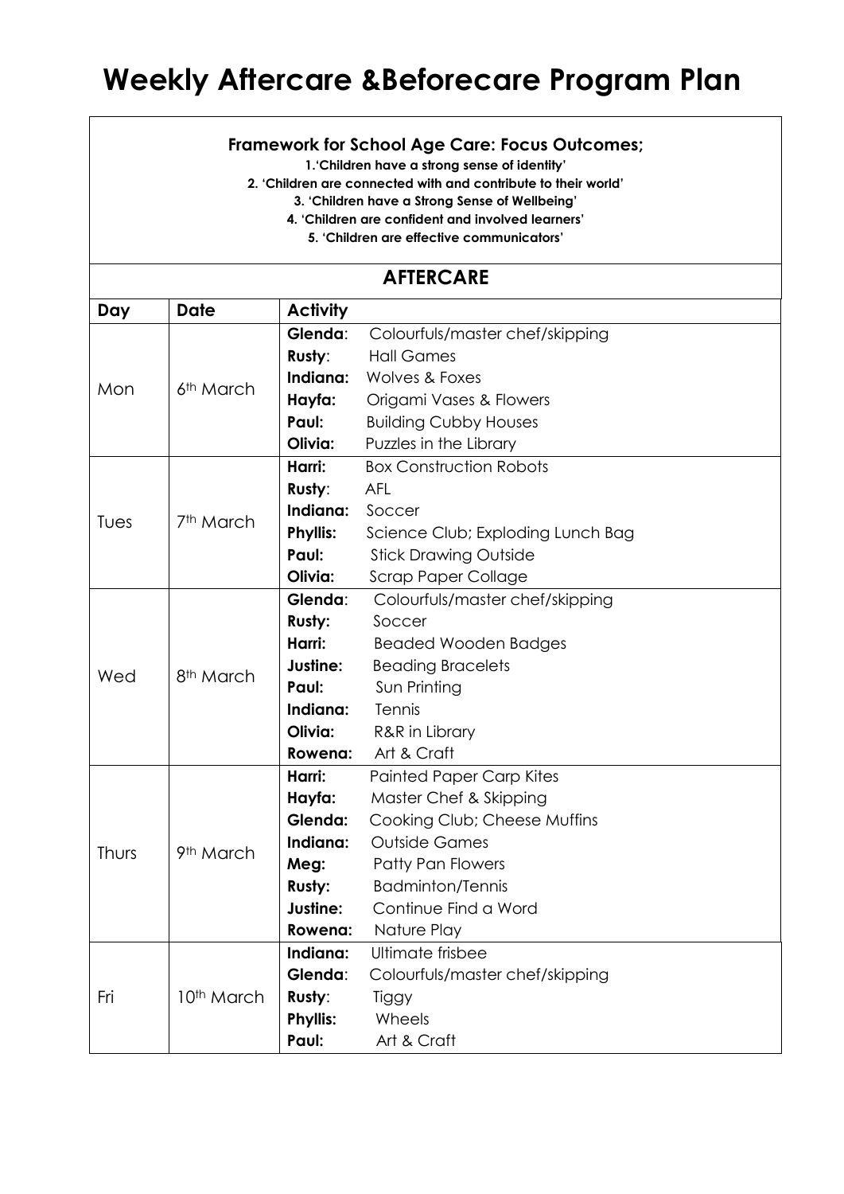# Weekly Aftercare &Beforecare Program Plan

**Framework for School Age Care: Focus Outcomes;**

**1.'Children have a strong sense of identity'**
**2. 'Children are connected with and contribute to their world'**
**3. 'Children have a Strong Sense of Wellbeing'**
**4. 'Children are confident and involved learners'**
**5. 'Children are effective communicators'**

## AFTERCARE

| Day | Date | Activity |
|---|---|---|
| Mon | 6th March | **Glenda**: Colourfuls/master chef/skipping<br>**Rusty**: Hall Games<br>**Indiana:** Wolves & Foxes<br>**Hayfa:** Origami Vases & Flowers<br>**Paul:** Building Cubby Houses<br>**Olivia:** Puzzles in the Library |
| Tues | 7th March | **Harri:** Box Construction Robots<br>**Rusty**: AFL<br>**Indiana:** Soccer<br>**Phyllis:** Science Club; Exploding Lunch Bag<br>**Paul:** Stick Drawing Outside<br>**Olivia:** Scrap Paper Collage |
| Wed | 8th March | **Glenda**: Colourfuls/master chef/skipping<br>**Rusty:** Soccer<br>**Harri:** Beaded Wooden Badges<br>**Justine:** Beading Bracelets<br>**Paul:** Sun Printing<br>**Indiana:** Tennis<br>**Olivia:** R&R in Library<br>**Rowena:** Art & Craft |
| Thurs | 9th March | **Harri:** Painted Paper Carp Kites<br>**Hayfa:** Master Chef & Skipping<br>**Glenda:** Cooking Club; Cheese Muffins<br>**Indiana:** Outside Games<br>**Meg:** Patty Pan Flowers<br>**Rusty:** Badminton/Tennis<br>**Justine:** Continue Find a Word<br>**Rowena:** Nature Play |
| Fri | 10th March | **Indiana:** Ultimate frisbee<br>**Glenda**: Colourfuls/master chef/skipping<br>**Rusty**: Tiggy<br>**Phyllis:** Wheels<br>**Paul:** Art & Craft |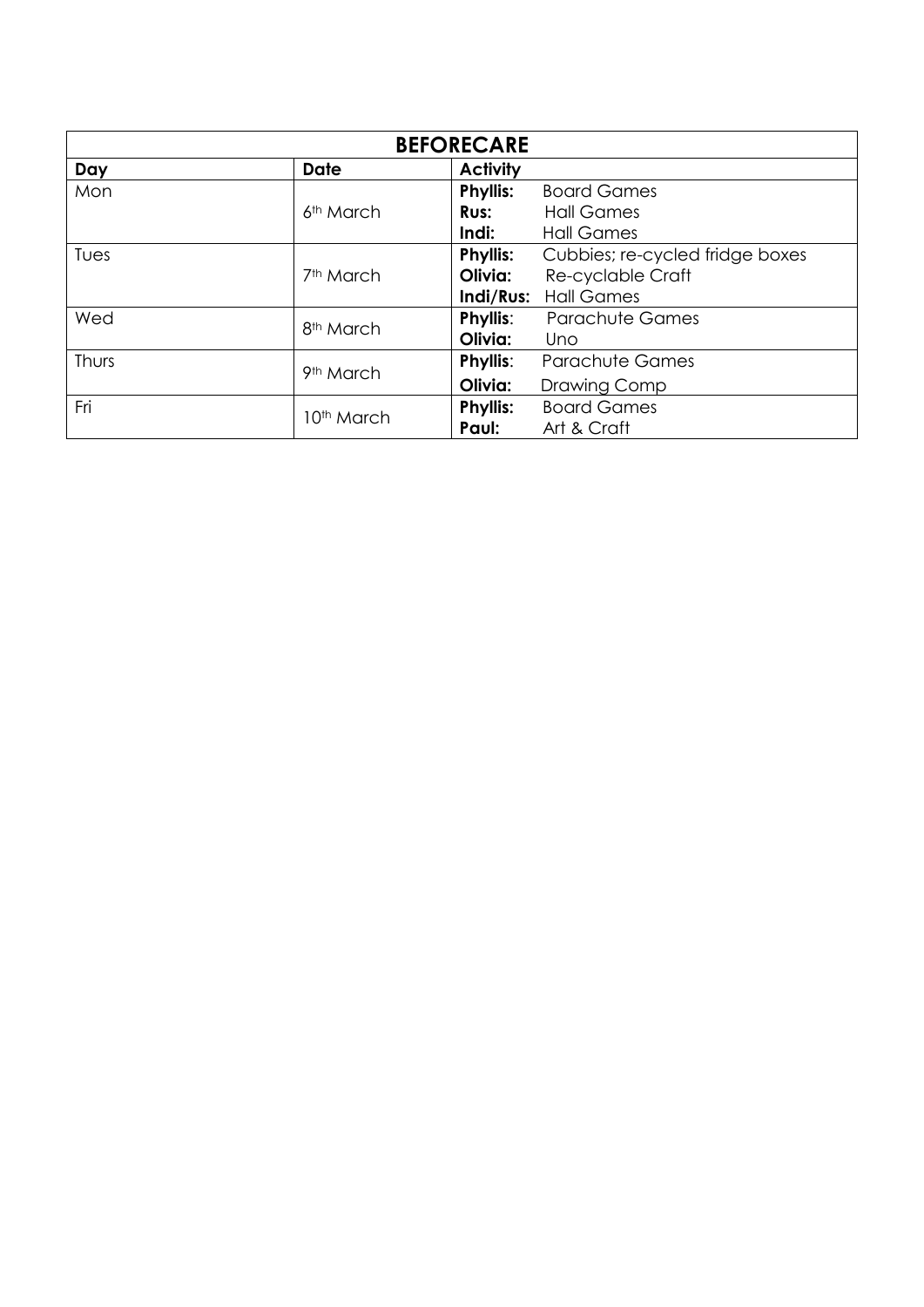| BEFORECARE | | |
| --- | --- | --- |
| **Day** | **Date** | **Activity** |
| Mon | 6th March | **Phyllis:** Board Games<br>**Rus:** Hall Games<br>**Indi:** Hall Games |
| Tues | 7th March | **Phyllis:** Cubbies; re-cycled fridge boxes<br>**Olivia:** Re-cyclable Craft<br>**Indi/Rus:** Hall Games |
| Wed | 8th March | **Phyllis**: Parachute Games<br>**Olivia:** Uno |
| Thurs | 9th March | **Phyllis**: Parachute Games<br>**Olivia:** Drawing Comp |
| Fri | 10th March | **Phyllis:** Board Games<br>**Paul:** Art & Craft |